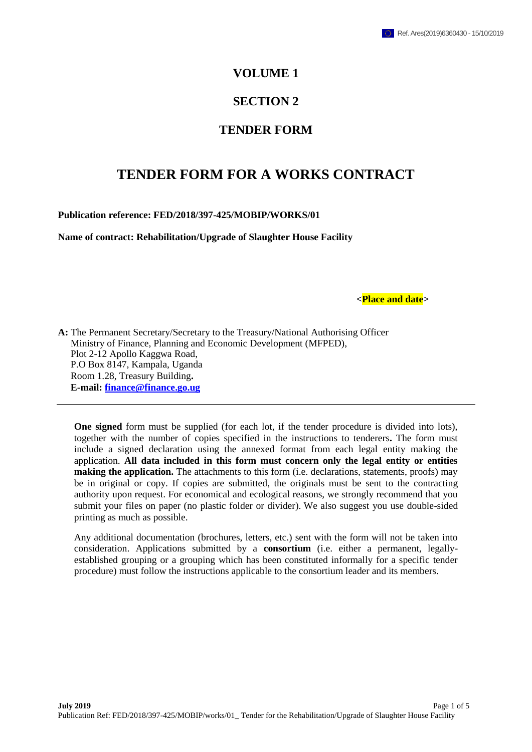# VOLUME 1

# SECTION 2

# TENDER FORM

# TENDER FORM FOR A WORKS CONTRACT

**Publication reference: FED/2018/397-425/MOBIP/WORKS/01**

**Name of contract: Rehabilitation/Upgrade of Slaughter House Facility**

**<Place and date>**

**A:** The Permanent Secretary/Secretary to the Treasury/National Authorising Officer
Ministry of Finance, Planning and Economic Development (MFPED),
Plot 2-12 Apollo Kaggwa Road,
P.O Box 8147, Kampala, Uganda
Room 1.28, Treasury Building**.**
**E-mail: finance@finance.go.ug**

---

**One signed** form must be supplied (for each lot, if the tender procedure is divided into lots), together with the number of copies specified in the instructions to tenderers**.** The form must include a signed declaration using the annexed format from each legal entity making the application. **All data included in this form must concern only the legal entity or entities making the application.** The attachments to this form (i.e. declarations, statements, proofs) may be in original or copy. If copies are submitted, the originals must be sent to the contracting authority upon request. For economical and ecological reasons, we strongly recommend that you submit your files on paper (no plastic folder or divider). We also suggest you use double-sided printing as much as possible.

Any additional documentation (brochures, letters, etc.) sent with the form will not be taken into consideration. Applications submitted by a **consortium** (i.e. either a permanent, legally-established grouping or a grouping which has been constituted informally for a specific tender procedure) must follow the instructions applicable to the consortium leader and its members.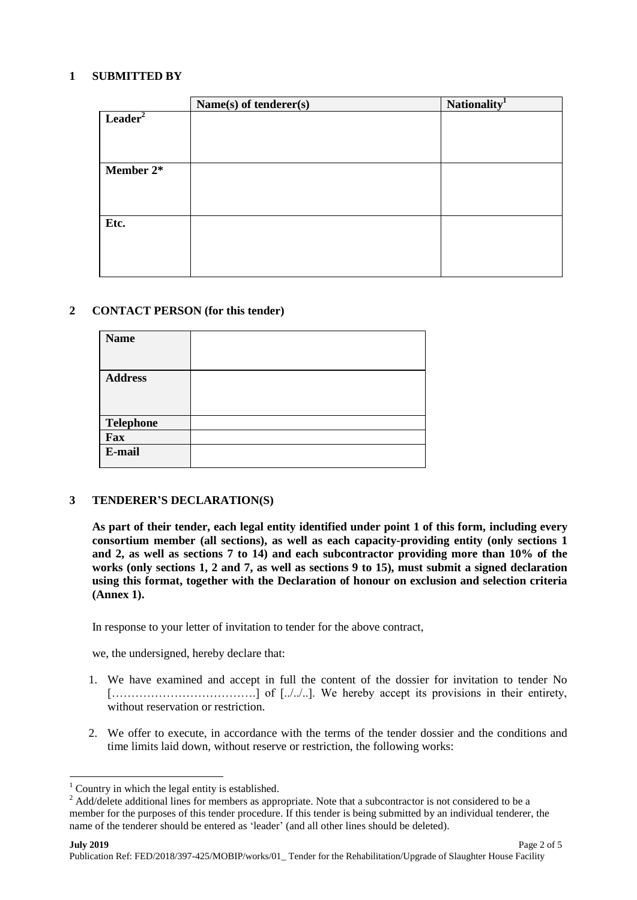## 1 SUBMITTED BY

| | Name(s) of tenderer(s) | Nationality[1] |
|---|---|---|
| Leader[2] | | |
| Member 2* | | |
| Etc. | | |

## 2 CONTACT PERSON (for this tender)

| | |
|---|---|
| Name | |
| Address | |
| Telephone | |
| Fax | |
| E-mail | |

## 3 TENDERER'S DECLARATION(S)

**As part of their tender, each legal entity identified under point 1 of this form, including every consortium member (all sections), as well as each capacity-providing entity (only sections 1 and 2, as well as sections 7 to 14) and each subcontractor providing more than 10% of the works (only sections 1, 2 and 7, as well as sections 9 to 15), must submit a signed declaration using this format, together with the Declaration of honour on exclusion and selection criteria (Annex 1).**

In response to your letter of invitation to tender for the above contract,

we, the undersigned, hereby declare that:

1. We have examined and accept in full the content of the dossier for invitation to tender No [……………………………….] of [../../..]. We hereby accept its provisions in their entirety, without reservation or restriction.
2. We offer to execute, in accordance with the terms of the tender dossier and the conditions and time limits laid down, without reserve or restriction, the following works:

---

[1] Country in which the legal entity is established.

[2] Add/delete additional lines for members as appropriate. Note that a subcontractor is not considered to be a member for the purposes of this tender procedure. If this tender is being submitted by an individual tenderer, the name of the tenderer should be entered as 'leader' (and all other lines should be deleted).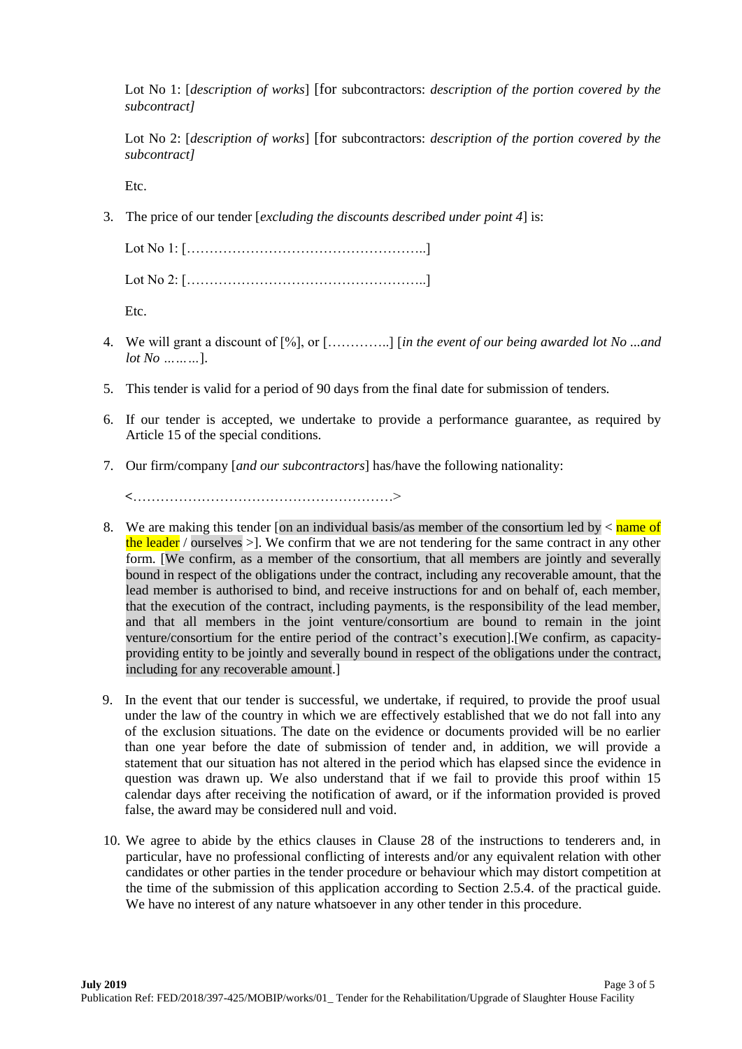Lot No 1: [*description of works*] [for subcontractors: *description of the portion covered by the subcontract]*

Lot No 2: [*description of works*] [for subcontractors: *description of the portion covered by the subcontract]*

Etc.

3. The price of our tender [*excluding the discounts described under point 4*] is:

   Lot No 1: [……………………………………………..]

   Lot No 2: [……………………………………………..]

   Etc.

4. We will grant a discount of [%], or […………..] [*in the event of our being awarded lot No ...and lot No ………*].

5. This tender is valid for a period of 90 days from the final date for submission of tenders.

6. If our tender is accepted, we undertake to provide a performance guarantee, as required by Article 15 of the special conditions.

7. Our firm/company [*and our subcontractors*] has/have the following nationality:

   <…………………………………………………>

8. We are making this tender [on an individual basis/as member of the consortium led by < name of the leader / ourselves >]. We confirm that we are not tendering for the same contract in any other form. [We confirm, as a member of the consortium, that all members are jointly and severally bound in respect of the obligations under the contract, including any recoverable amount, that the lead member is authorised to bind, and receive instructions for and on behalf of, each member, that the execution of the contract, including payments, is the responsibility of the lead member, and that all members in the joint venture/consortium are bound to remain in the joint venture/consortium for the entire period of the contract's execution].[We confirm, as capacity-providing entity to be jointly and severally bound in respect of the obligations under the contract, including for any recoverable amount.]

9. In the event that our tender is successful, we undertake, if required, to provide the proof usual under the law of the country in which we are effectively established that we do not fall into any of the exclusion situations. The date on the evidence or documents provided will be no earlier than one year before the date of submission of tender and, in addition, we will provide a statement that our situation has not altered in the period which has elapsed since the evidence in question was drawn up. We also understand that if we fail to provide this proof within 15 calendar days after receiving the notification of award, or if the information provided is proved false, the award may be considered null and void.

10. We agree to abide by the ethics clauses in Clause 28 of the instructions to tenderers and, in particular, have no professional conflicting of interests and/or any equivalent relation with other candidates or other parties in the tender procedure or behaviour which may distort competition at the time of the submission of this application according to Section 2.5.4. of the practical guide. We have no interest of any nature whatsoever in any other tender in this procedure.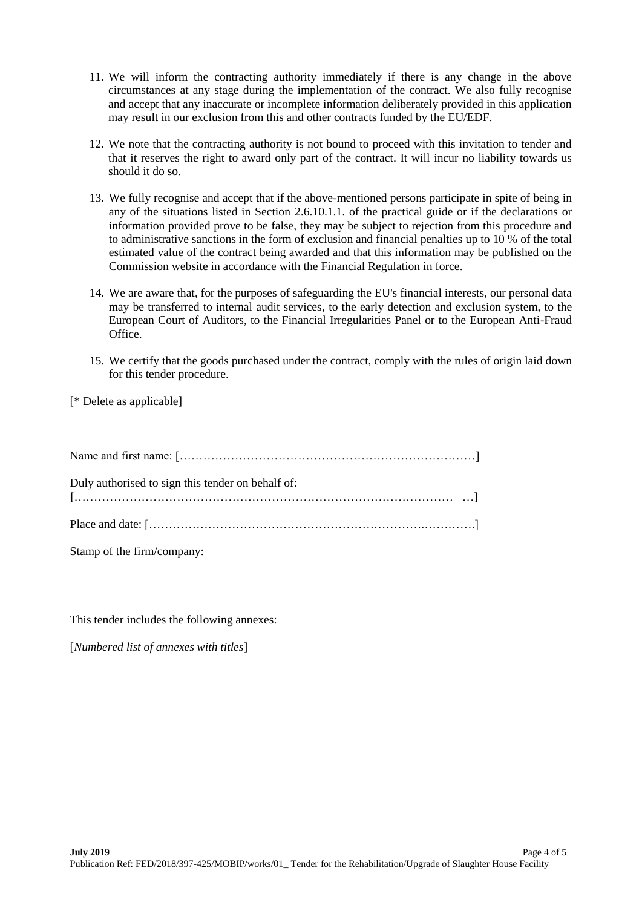11. We will inform the contracting authority immediately if there is any change in the above circumstances at any stage during the implementation of the contract. We also fully recognise and accept that any inaccurate or incomplete information deliberately provided in this application may result in our exclusion from this and other contracts funded by the EU/EDF.

12. We note that the contracting authority is not bound to proceed with this invitation to tender and that it reserves the right to award only part of the contract. It will incur no liability towards us should it do so.

13. We fully recognise and accept that if the above-mentioned persons participate in spite of being in any of the situations listed in Section 2.6.10.1.1. of the practical guide or if the declarations or information provided prove to be false, they may be subject to rejection from this procedure and to administrative sanctions in the form of exclusion and financial penalties up to 10 % of the total estimated value of the contract being awarded and that this information may be published on the Commission website in accordance with the Financial Regulation in force.

14. We are aware that, for the purposes of safeguarding the EU's financial interests, our personal data may be transferred to internal audit services, to the early detection and exclusion system, to the European Court of Auditors, to the Financial Irregularities Panel or to the European Anti-Fraud Office.

15. We certify that the goods purchased under the contract, comply with the rules of origin laid down for this tender procedure.

[* Delete as applicable]

Name and first name: [………………………………………………………………]

Duly authorised to sign this tender on behalf of:
**[**…………………………………………………………………………… …**]**

Place and date: [………………………………………………………….………….]

Stamp of the firm/company:

This tender includes the following annexes:

[*Numbered list of annexes with titles*]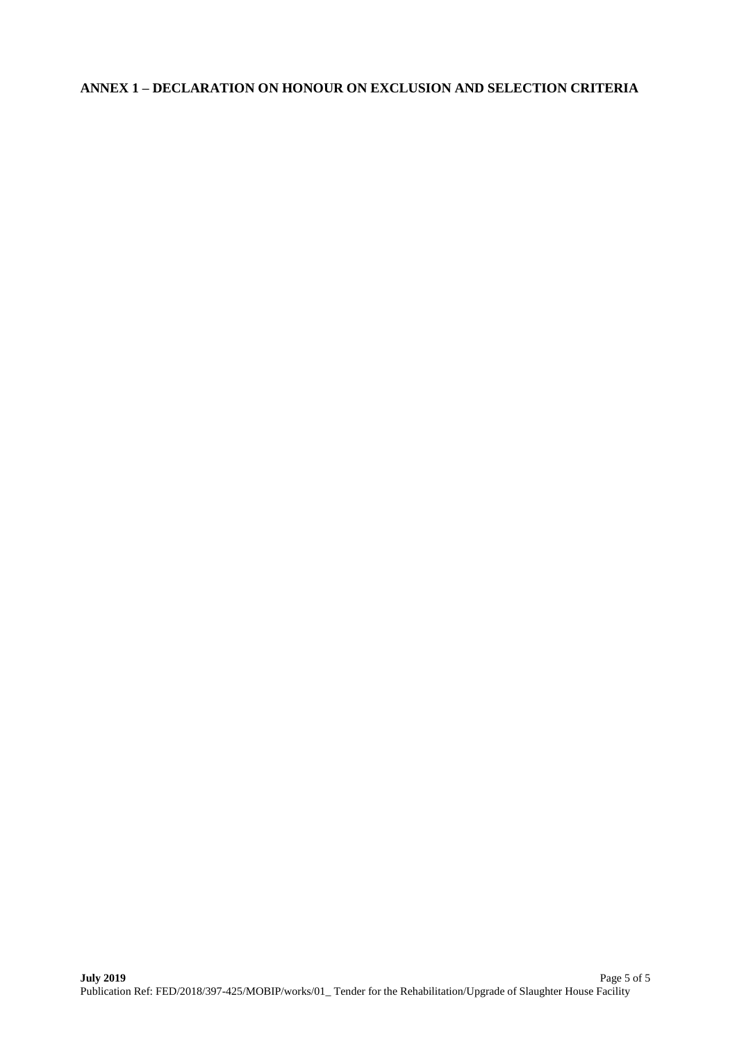## ANNEX 1 – DECLARATION ON HONOUR ON EXCLUSION AND SELECTION CRITERIA